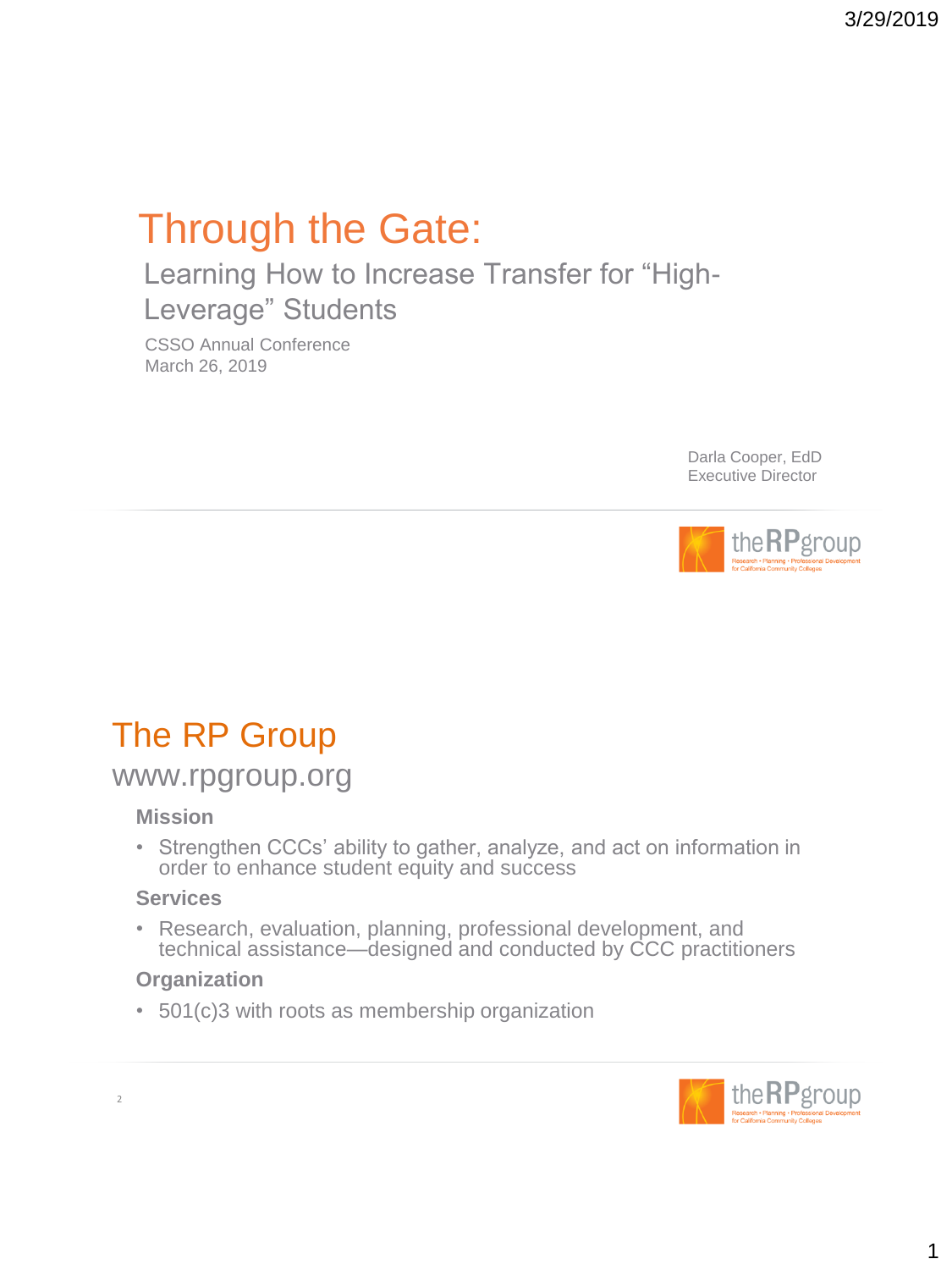# Through the Gate:

## Learning How to Increase Transfer for "High-Leverage" Students

CSSO Annual Conference
March 26, 2019

Darla Cooper, EdD
Executive Director

theRPgroup
Research • Planning • Professional Development for California Community Colleges

# The RP Group

## www.rpgroup.org

**Mission**

- Strengthen CCCs' ability to gather, analyze, and act on information in order to enhance student equity and success

**Services**

- Research, evaluation, planning, professional development, and technical assistance—designed and conducted by CCC practitioners

**Organization**

- 501(c)3 with roots as membership organization

theRPgroup
Research • Planning • Professional Development for California Community Colleges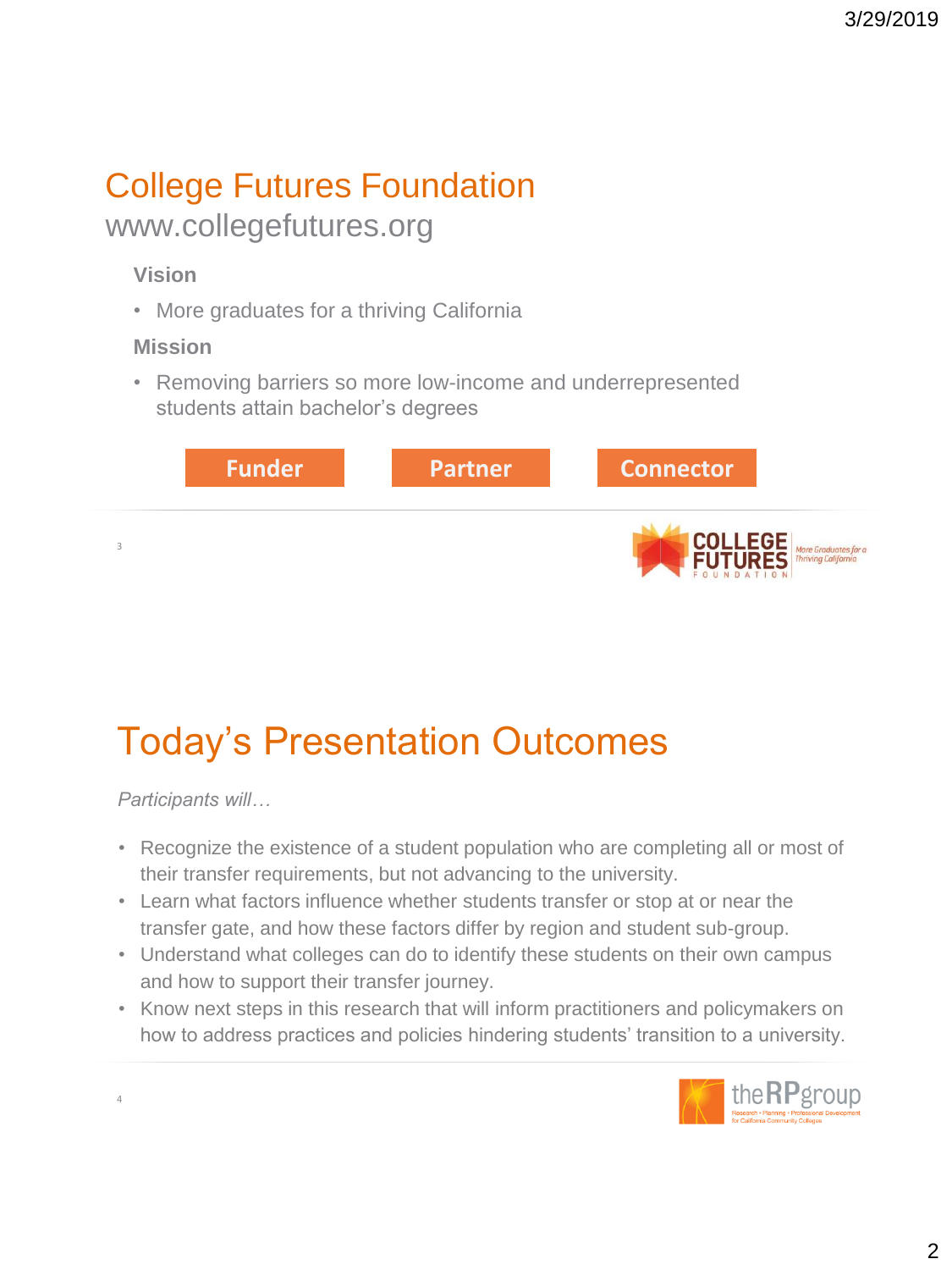# College Futures Foundation

www.collegefutures.org

**Vision**

- More graduates for a thriving California

**Mission**

- Removing barriers so more low-income and underrepresented students attain bachelor's degrees

**Funder** | **Partner** | **Connector**

# Today's Presentation Outcomes

*Participants will…*

- Recognize the existence of a student population who are completing all or most of their transfer requirements, but not advancing to the university.
- Learn what factors influence whether students transfer or stop at or near the transfer gate, and how these factors differ by region and student sub-group.
- Understand what colleges can do to identify these students on their own campus and how to support their transfer journey.
- Know next steps in this research that will inform practitioners and policymakers on how to address practices and policies hindering students' transition to a university.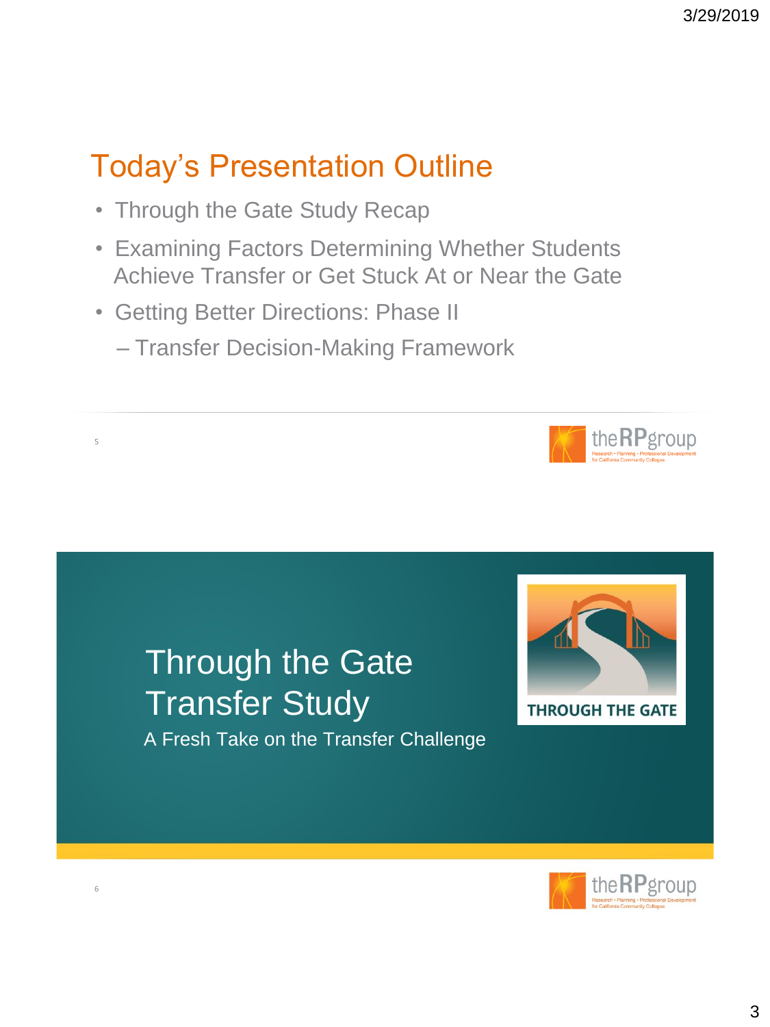## Today's Presentation Outline

- Through the Gate Study Recap
- Examining Factors Determining Whether Students Achieve Transfer or Get Stuck At or Near the Gate
- Getting Better Directions: Phase II
  - Transfer Decision-Making Framework

## Through the Gate Transfer Study

A Fresh Take on the Transfer Challenge

THROUGH THE GATE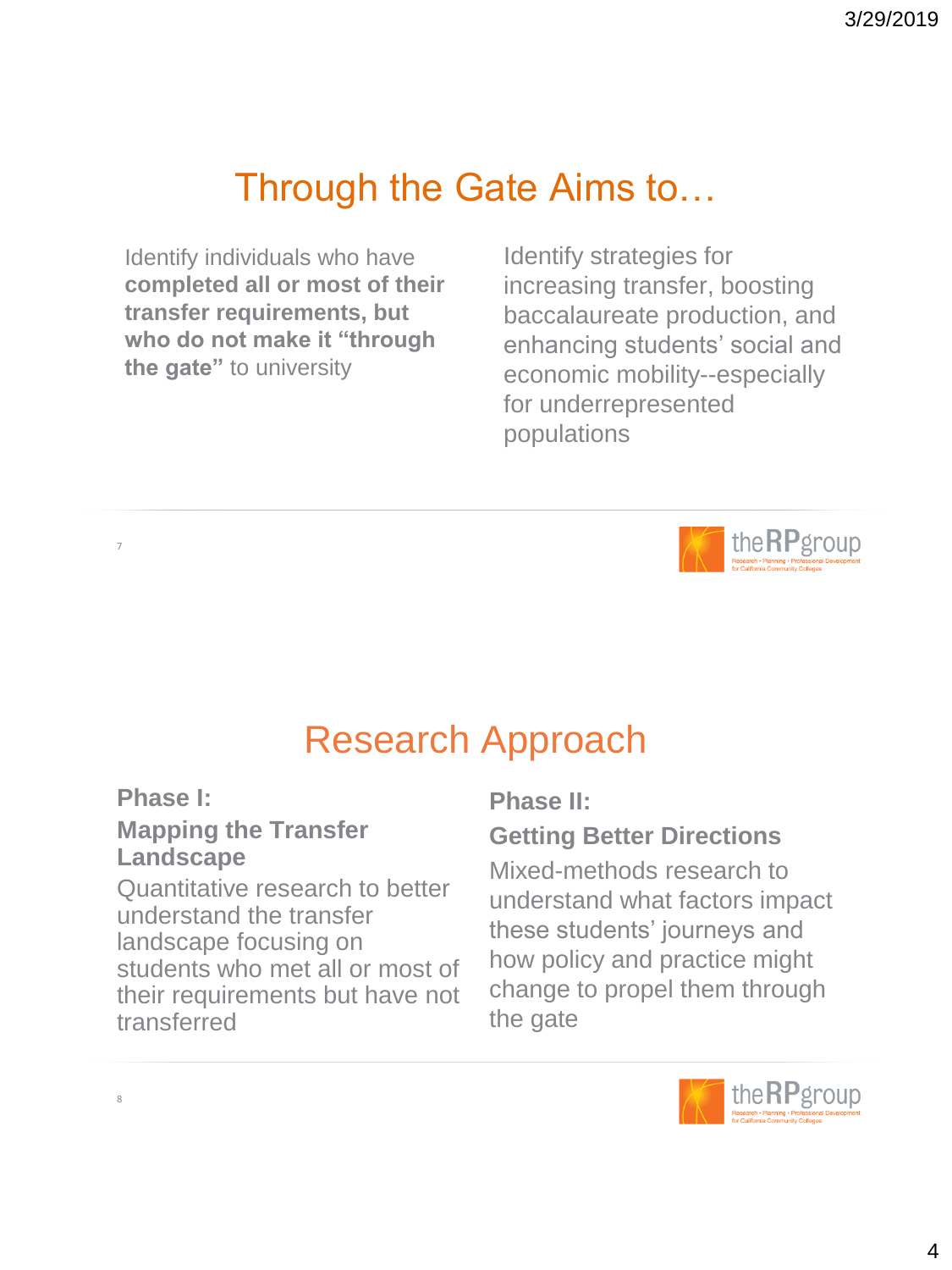## Through the Gate Aims to…

Identify individuals who have **completed all or most of their transfer requirements, but who do not make it "through the gate"** to university

Identify strategies for increasing transfer, boosting baccalaureate production, and enhancing students' social and economic mobility--especially for underrepresented populations

## Research Approach

**Phase I:**

**Mapping the Transfer Landscape**

Quantitative research to better understand the transfer landscape focusing on students who met all or most of their requirements but have not transferred

**Phase II:**

**Getting Better Directions**

Mixed-methods research to understand what factors impact these students' journeys and how policy and practice might change to propel them through the gate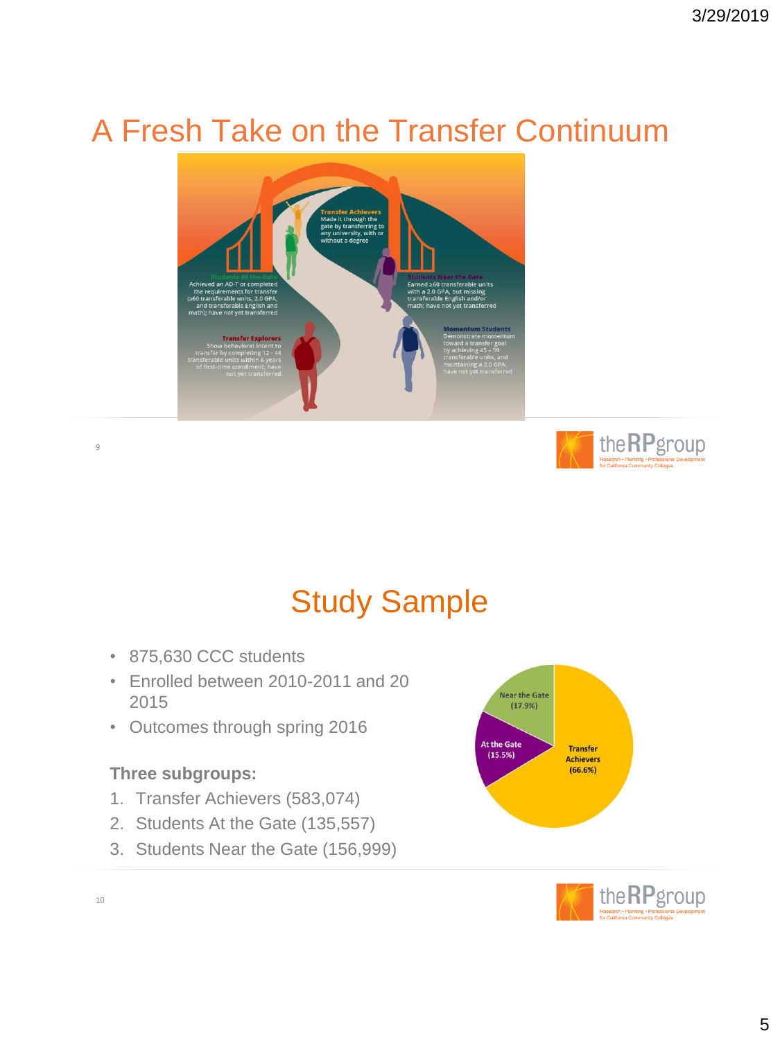# A Fresh Take on the Transfer Continuum

**Transfer Achievers**
Made it through the gate by transferring to any university, with or without a degree

**Students At the Gate**
Achieved an AD-T or completed the requirements for transfer (≥60 transferable units, 2.0 GPA, and transferable English and math); have not yet transferred

**Students Near the Gate**
Earned ≥60 transferable units with a 2.0 GPA, but missing transferable English and/or math; have not yet transferred

**Transfer Explorers**
Show behavioral intent to transfer by completing 12 - 44 transferable units within 6 years of first-time enrollment; have not yet transferred

**Momentum Students**
Demonstrate momentum toward a transfer goal by achieving 45 – 59 transferable units, and maintaining a 2.0 GPA; have not yet transferred

# Study Sample

- 875,630 CCC students
- Enrolled between 2010-2011 and 20 2015
- Outcomes through spring 2016

**Three subgroups:**

1. Transfer Achievers (583,074)
2. Students At the Gate (135,557)
3. Students Near the Gate (156,999)

| Subgroup | Share |
|---|---|
| Transfer Achievers | 66.6% |
| Near the Gate | 17.9% |
| At the Gate | 15.5% |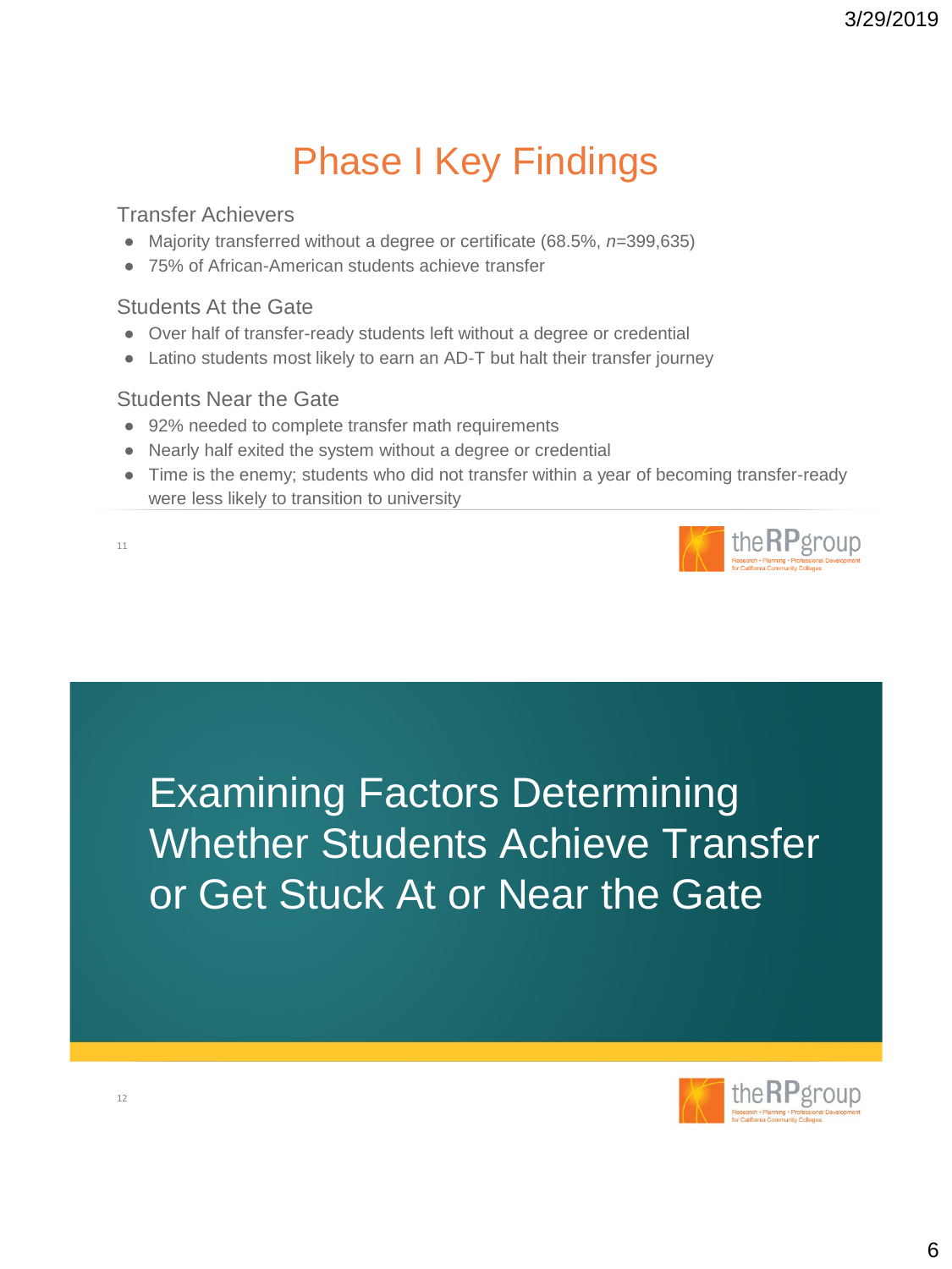# Phase I Key Findings

### Transfer Achievers

- Majority transferred without a degree or certificate (68.5%, *n*=399,635)
- 75% of African-American students achieve transfer

### Students At the Gate

- Over half of transfer-ready students left without a degree or credential
- Latino students most likely to earn an AD-T but halt their transfer journey

### Students Near the Gate

- 92% needed to complete transfer math requirements
- Nearly half exited the system without a degree or credential
- Time is the enemy; students who did not transfer within a year of becoming transfer-ready were less likely to transition to university

# Examining Factors Determining Whether Students Achieve Transfer or Get Stuck At or Near the Gate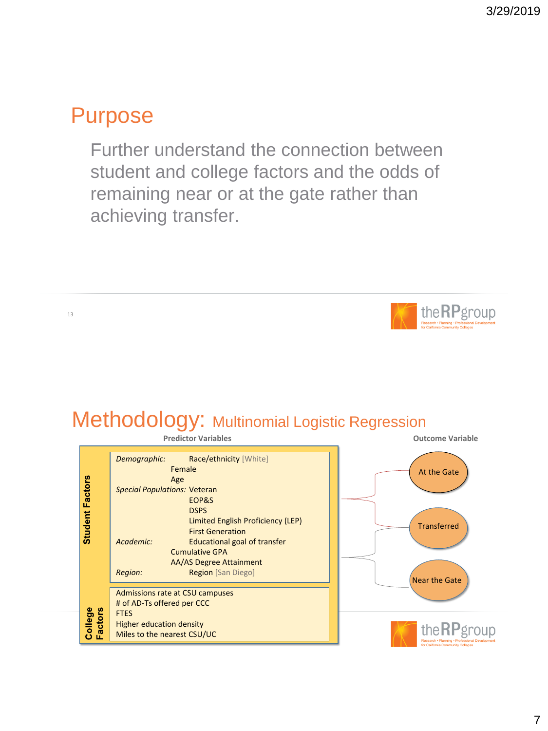# Purpose

Further understand the connection between student and college factors and the odds of remaining near or at the gate rather than achieving transfer.

# Methodology: Multinomial Logistic Regression

**Predictor Variables**

**Student Factors**

*Demographic:* Race/ethnicity [White]
Female
Age

*Special Populations:* Veteran
EOP&S
DSPS
Limited English Proficiency (LEP)
First Generation

*Academic:* Educational goal of transfer
Cumulative GPA
AA/AS Degree Attainment

*Region:* Region [San Diego]

**College Factors**

Admissions rate at CSU campuses
# of AD-Ts offered per CCC
FTES
Higher education density
Miles to the nearest CSU/UC

**Outcome Variable**

- At the Gate
- Transferred
- Near the Gate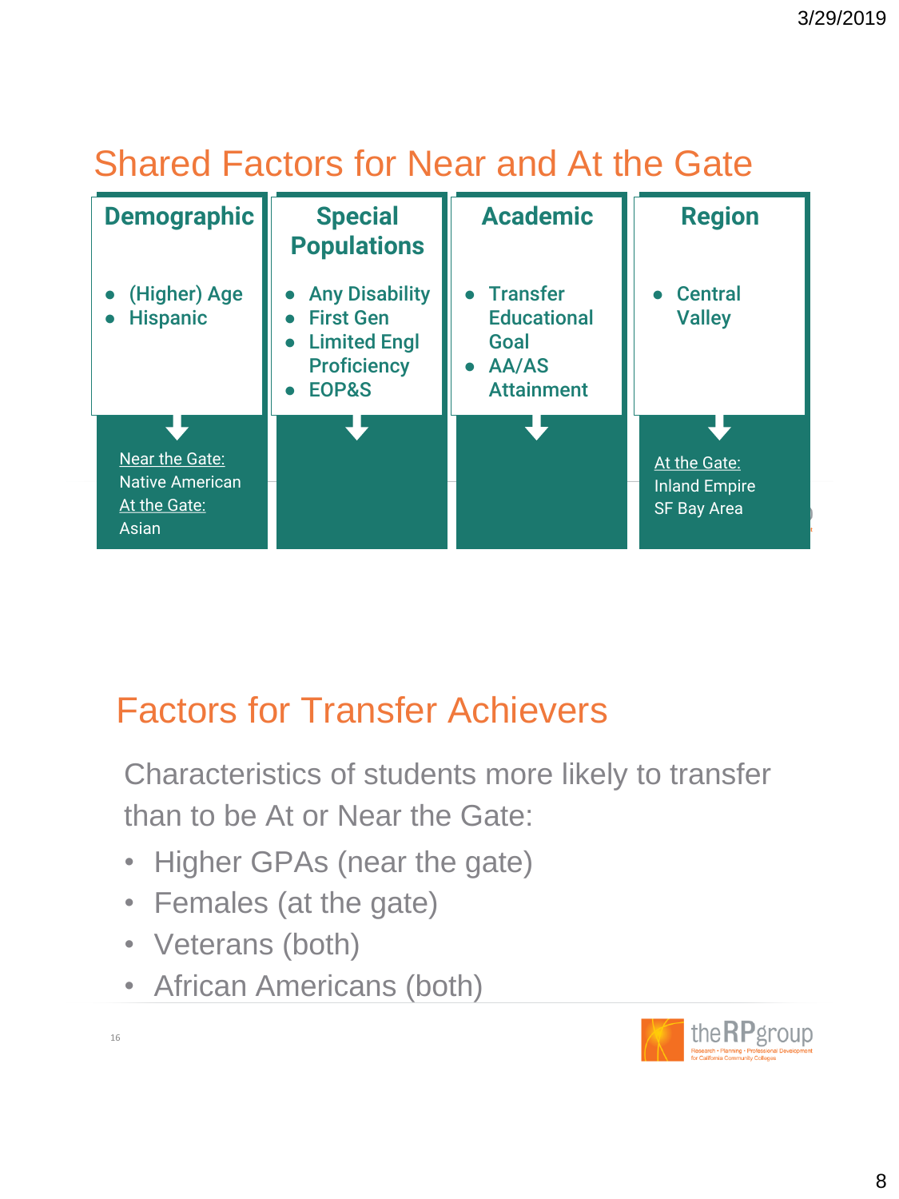## Shared Factors for Near and At the Gate

### Demographic

- (Higher) Age
- Hispanic

Near the Gate:
Native American
At the Gate:
Asian

### Special Populations

- Any Disability
- First Gen
- Limited Engl Proficiency
- EOP&S

### Academic

- Transfer Educational Goal
- AA/AS Attainment

### Region

- Central Valley

At the Gate:
Inland Empire
SF Bay Area

## Factors for Transfer Achievers

Characteristics of students more likely to transfer than to be At or Near the Gate:

- Higher GPAs (near the gate)
- Females (at the gate)
- Veterans (both)
- African Americans (both)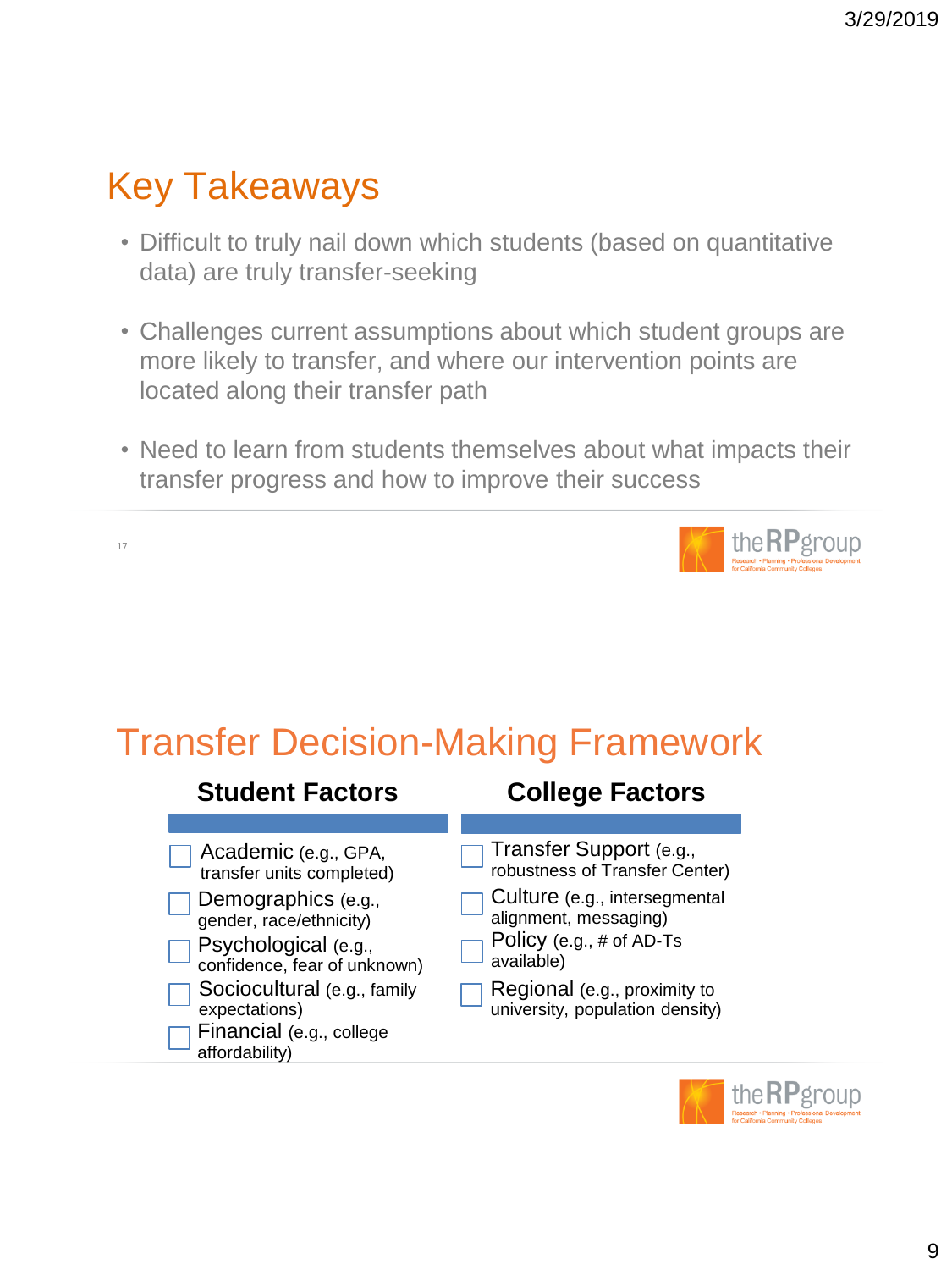## Key Takeaways

- Difficult to truly nail down which students (based on quantitative data) are truly transfer-seeking
- Challenges current assumptions about which student groups are more likely to transfer, and where our intervention points are located along their transfer path
- Need to learn from students themselves about what impacts their transfer progress and how to improve their success

## Transfer Decision-Making Framework

| **Student Factors** | **College Factors** |
|---|---|
| Academic (e.g., GPA, transfer units completed) | Transfer Support (e.g., robustness of Transfer Center) |
| Demographics (e.g., gender, race/ethnicity) | Culture (e.g., intersegmental alignment, messaging) |
| Psychological (e.g., confidence, fear of unknown) | Policy (e.g., # of AD-Ts available) |
| Sociocultural (e.g., family expectations) | Regional (e.g., proximity to university, population density) |
| Financial (e.g., college affordability) | |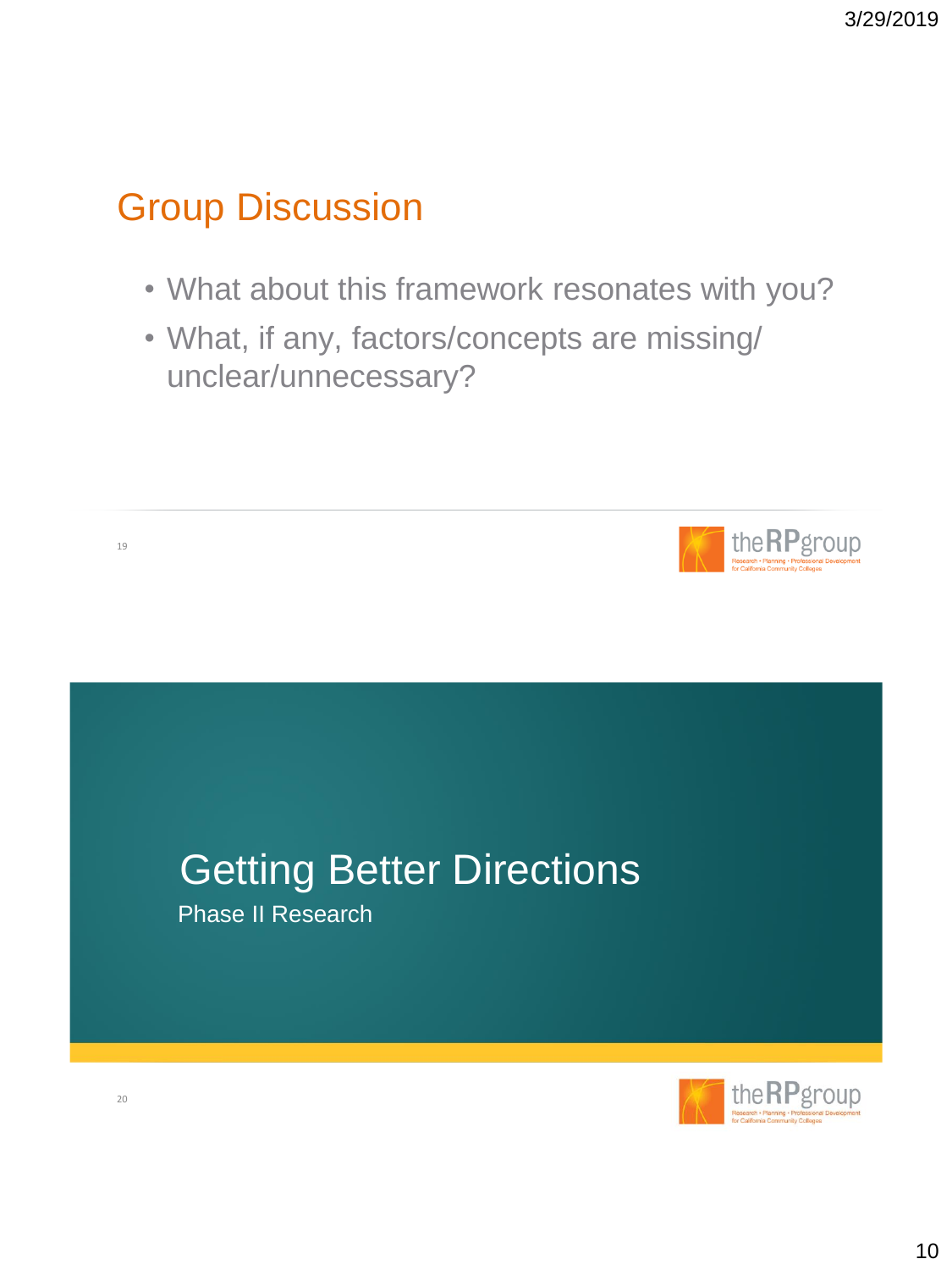## Group Discussion

- What about this framework resonates with you?
- What, if any, factors/concepts are missing/ unclear/unnecessary?

## Getting Better Directions

Phase II Research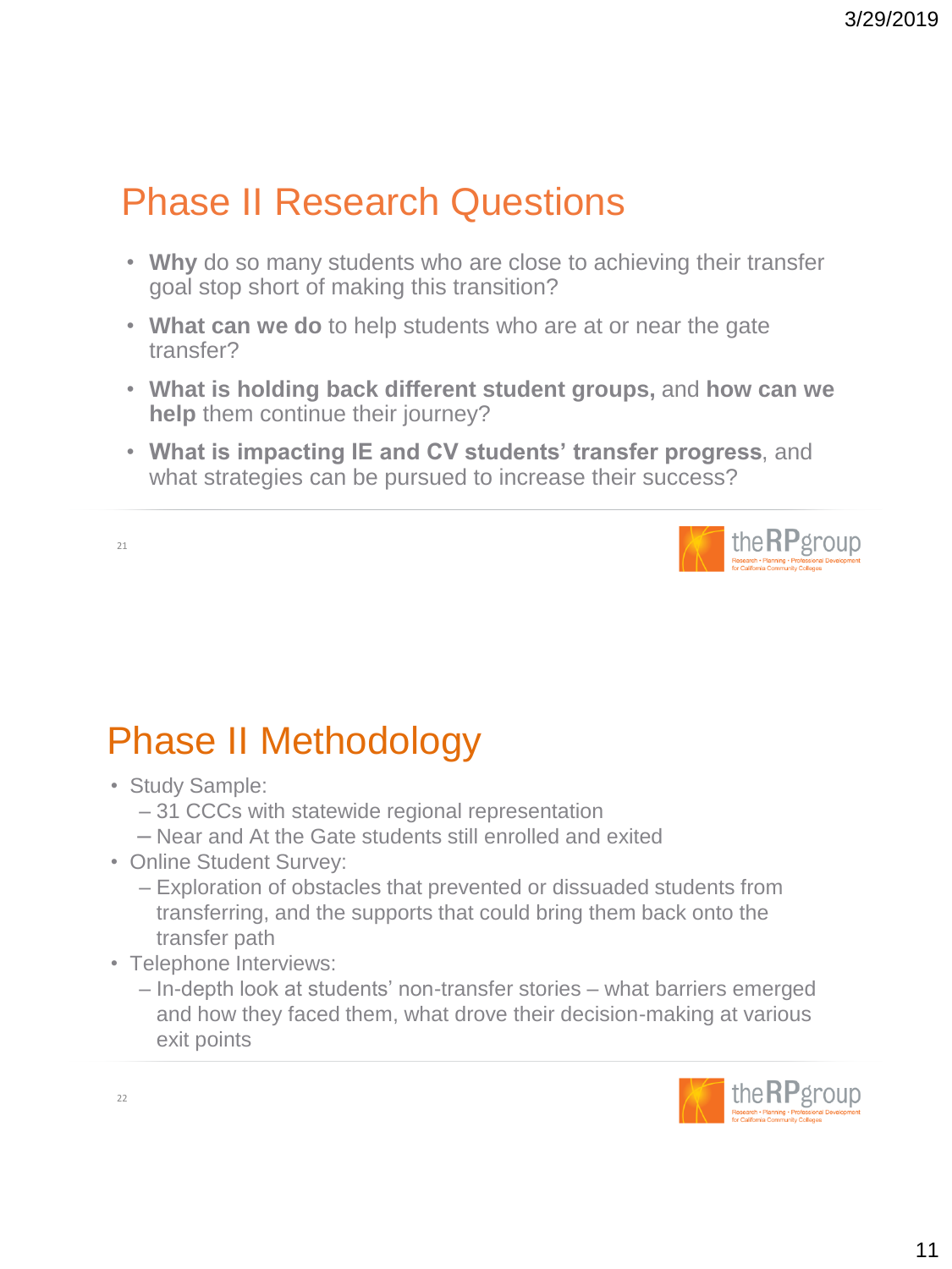## Phase II Research Questions

- **Why** do so many students who are close to achieving their transfer goal stop short of making this transition?
- **What can we do** to help students who are at or near the gate transfer?
- **What is holding back different student groups,** and **how can we help** them continue their journey?
- **What is impacting IE and CV students' transfer progress**, and what strategies can be pursued to increase their success?

## Phase II Methodology

- Study Sample:
  - 31 CCCs with statewide regional representation
  - Near and At the Gate students still enrolled and exited
- Online Student Survey:
  - Exploration of obstacles that prevented or dissuaded students from transferring, and the supports that could bring them back onto the transfer path
- Telephone Interviews:
  - In-depth look at students' non-transfer stories – what barriers emerged and how they faced them, what drove their decision-making at various exit points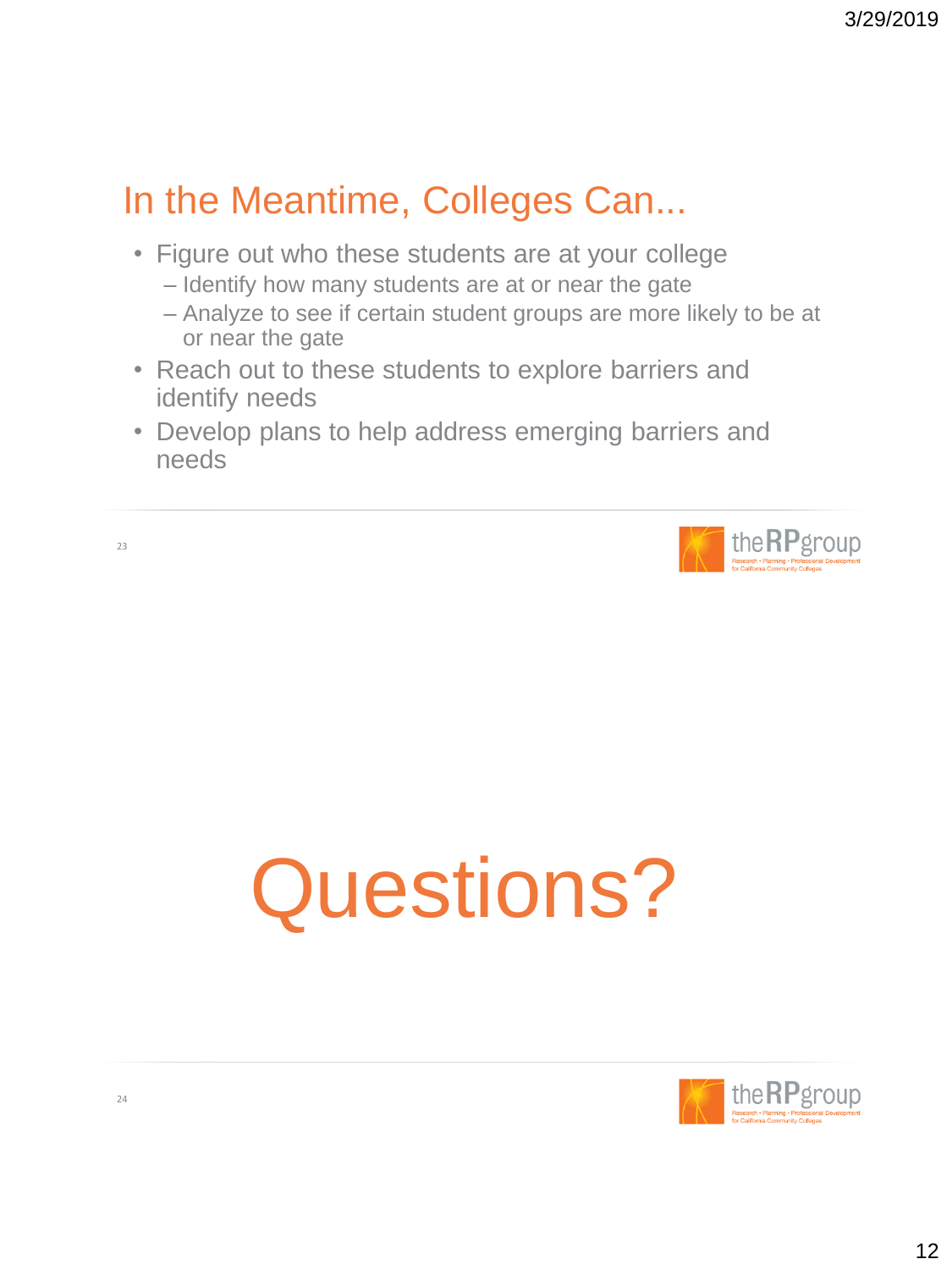## In the Meantime, Colleges Can...

- Figure out who these students are at your college
  - Identify how many students are at or near the gate
  - Analyze to see if certain student groups are more likely to be at or near the gate
- Reach out to these students to explore barriers and identify needs
- Develop plans to help address emerging barriers and needs

# Questions?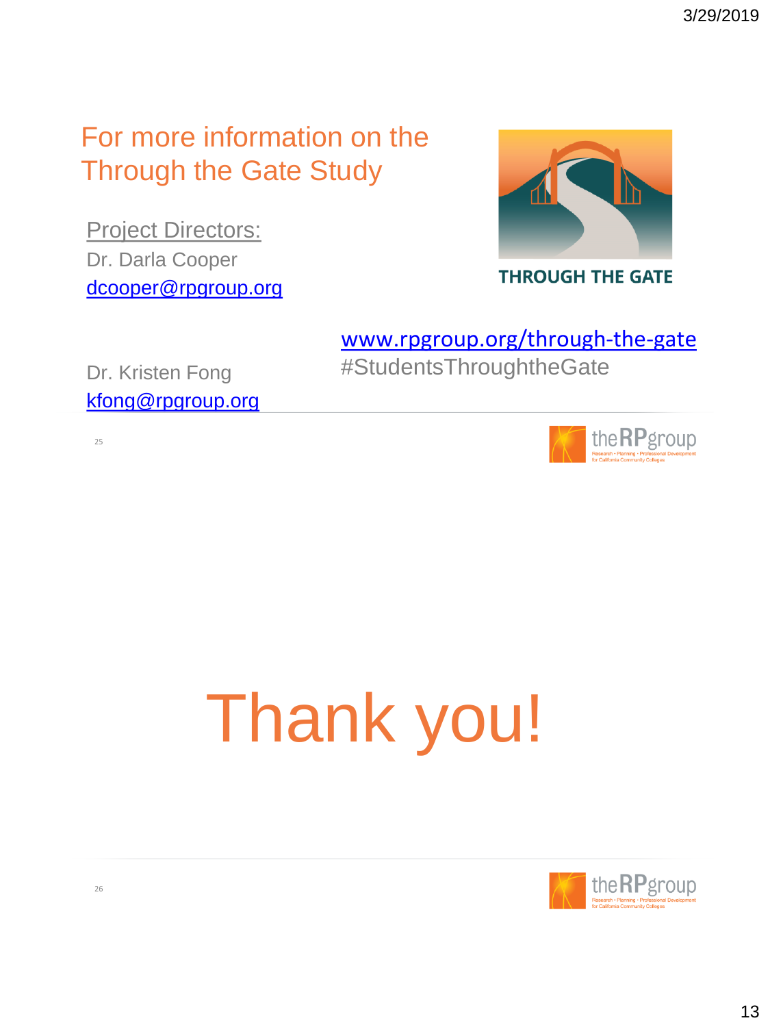## For more information on the Through the Gate Study

Project Directors:

Dr. Darla Cooper
dcooper@rpgroup.org

Dr. Kristen Fong
kfong@rpgroup.org

THROUGH THE GATE

www.rpgroup.org/through-the-gate
#StudentsThroughtheGate

# Thank you!